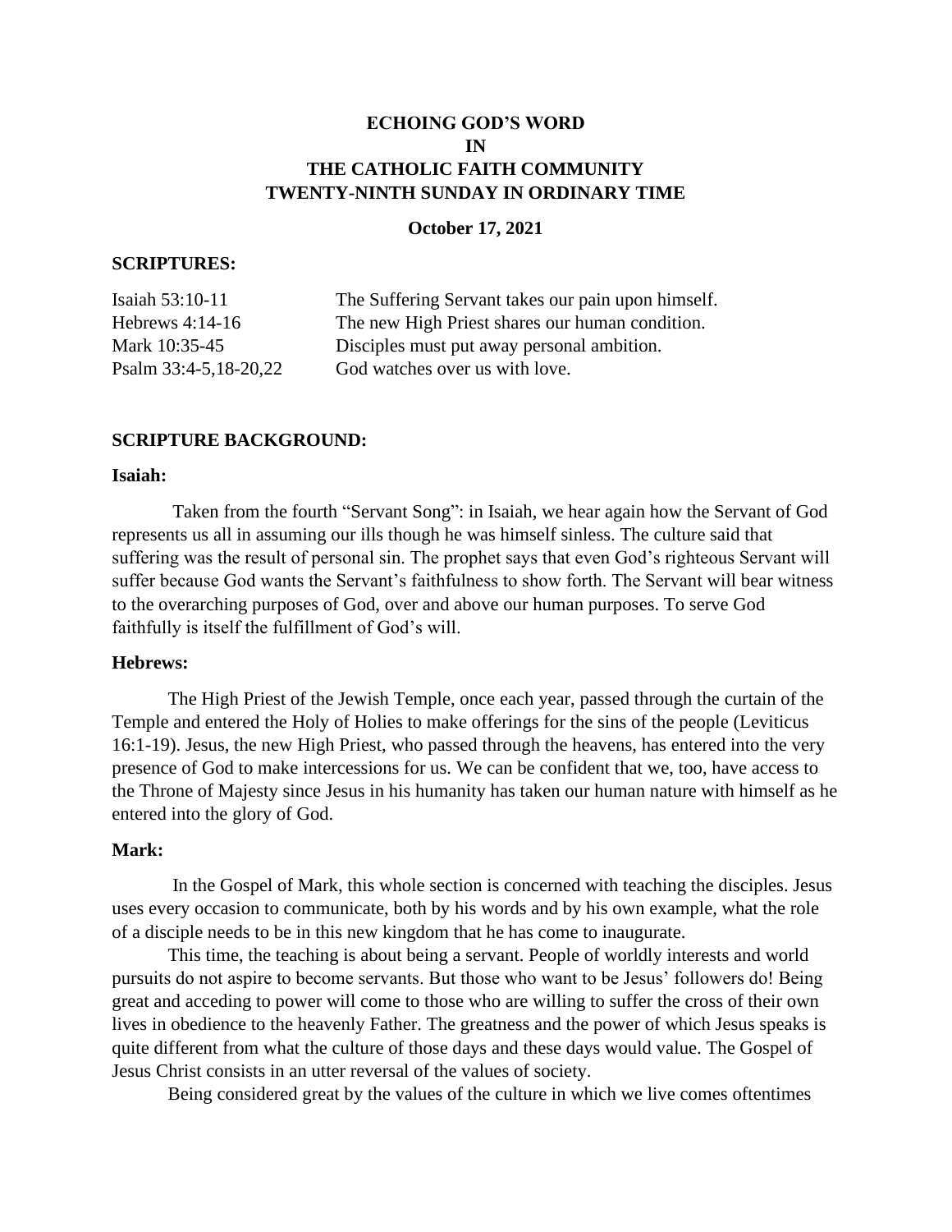# ECHOING GOD'S WORD IN THE CATHOLIC FAITH COMMUNITY TWENTY-NINTH SUNDAY IN ORDINARY TIME

**October 17, 2021**

## SCRIPTURES:

| | |
|---|---|
| Isaiah 53:10-11 | The Suffering Servant takes our pain upon himself. |
| Hebrews 4:14-16 | The new High Priest shares our human condition. |
| Mark 10:35-45 | Disciples must put away personal ambition. |
| Psalm 33:4-5,18-20,22 | God watches over us with love. |

## SCRIPTURE BACKGROUND:

### Isaiah:

Taken from the fourth "Servant Song": in Isaiah, we hear again how the Servant of God represents us all in assuming our ills though he was himself sinless. The culture said that suffering was the result of personal sin. The prophet says that even God's righteous Servant will suffer because God wants the Servant's faithfulness to show forth. The Servant will bear witness to the overarching purposes of God, over and above our human purposes. To serve God faithfully is itself the fulfillment of God's will.

### Hebrews:

The High Priest of the Jewish Temple, once each year, passed through the curtain of the Temple and entered the Holy of Holies to make offerings for the sins of the people (Leviticus 16:1-19). Jesus, the new High Priest, who passed through the heavens, has entered into the very presence of God to make intercessions for us. We can be confident that we, too, have access to the Throne of Majesty since Jesus in his humanity has taken our human nature with himself as he entered into the glory of God.

### Mark:

In the Gospel of Mark, this whole section is concerned with teaching the disciples. Jesus uses every occasion to communicate, both by his words and by his own example, what the role of a disciple needs to be in this new kingdom that he has come to inaugurate.

This time, the teaching is about being a servant. People of worldly interests and world pursuits do not aspire to become servants. But those who want to be Jesus' followers do! Being great and acceding to power will come to those who are willing to suffer the cross of their own lives in obedience to the heavenly Father. The greatness and the power of which Jesus speaks is quite different from what the culture of those days and these days would value. The Gospel of Jesus Christ consists in an utter reversal of the values of society.

Being considered great by the values of the culture in which we live comes oftentimes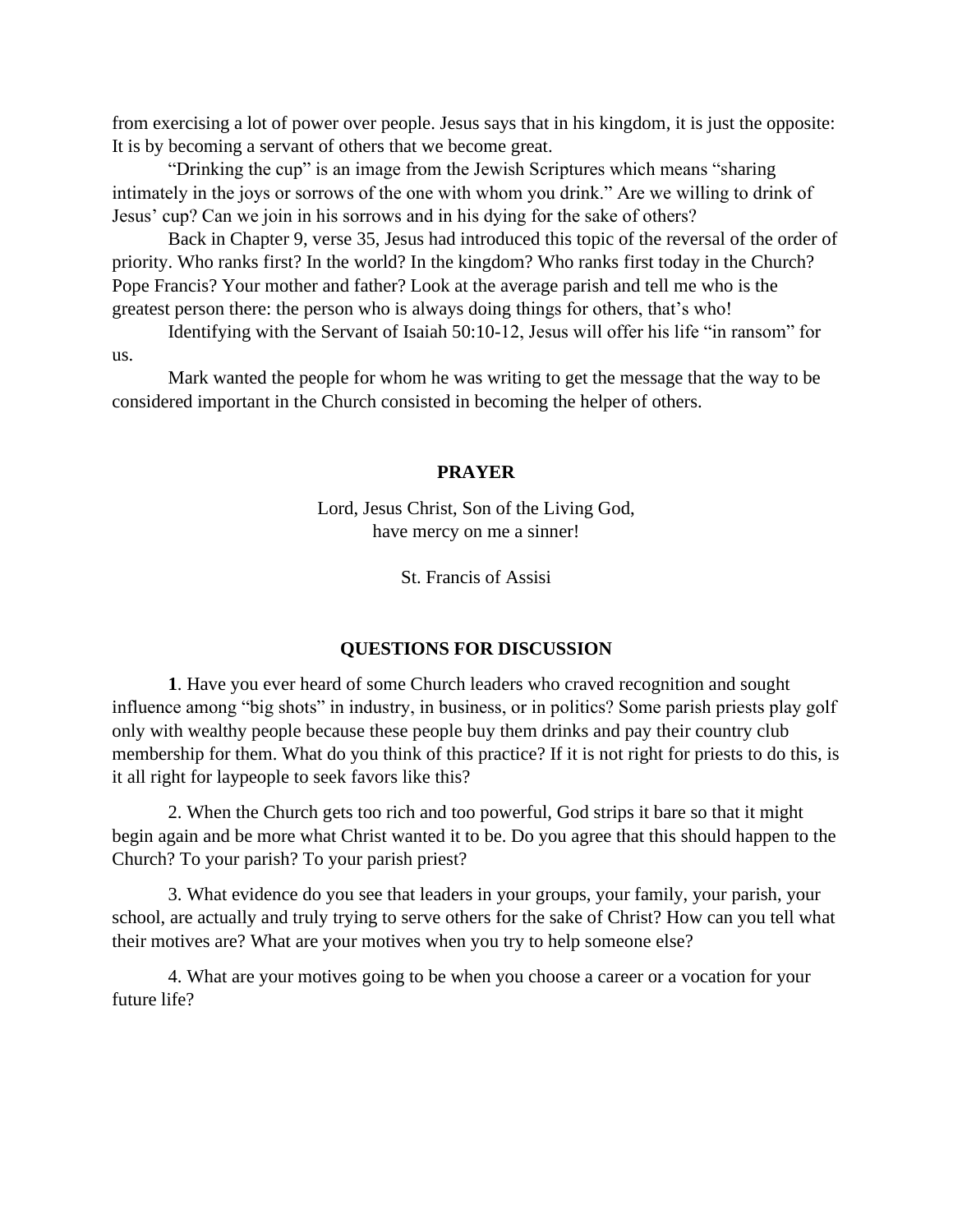from exercising a lot of power over people. Jesus says that in his kingdom, it is just the opposite: It is by becoming a servant of others that we become great.

"Drinking the cup" is an image from the Jewish Scriptures which means "sharing intimately in the joys or sorrows of the one with whom you drink." Are we willing to drink of Jesus' cup? Can we join in his sorrows and in his dying for the sake of others?

Back in Chapter 9, verse 35, Jesus had introduced this topic of the reversal of the order of priority. Who ranks first? In the world? In the kingdom? Who ranks first today in the Church? Pope Francis? Your mother and father? Look at the average parish and tell me who is the greatest person there: the person who is always doing things for others, that's who!

Identifying with the Servant of Isaiah 50:10-12, Jesus will offer his life "in ransom" for us.

Mark wanted the people for whom he was writing to get the message that the way to be considered important in the Church consisted in becoming the helper of others.

## PRAYER

Lord, Jesus Christ, Son of the Living God,
have mercy on me a sinner!

St. Francis of Assisi

## QUESTIONS FOR DISCUSSION

**1**. Have you ever heard of some Church leaders who craved recognition and sought influence among "big shots" in industry, in business, or in politics? Some parish priests play golf only with wealthy people because these people buy them drinks and pay their country club membership for them. What do you think of this practice? If it is not right for priests to do this, is it all right for laypeople to seek favors like this?

2. When the Church gets too rich and too powerful, God strips it bare so that it might begin again and be more what Christ wanted it to be. Do you agree that this should happen to the Church? To your parish? To your parish priest?

3. What evidence do you see that leaders in your groups, your family, your parish, your school, are actually and truly trying to serve others for the sake of Christ? How can you tell what their motives are? What are your motives when you try to help someone else?

4. What are your motives going to be when you choose a career or a vocation for your future life?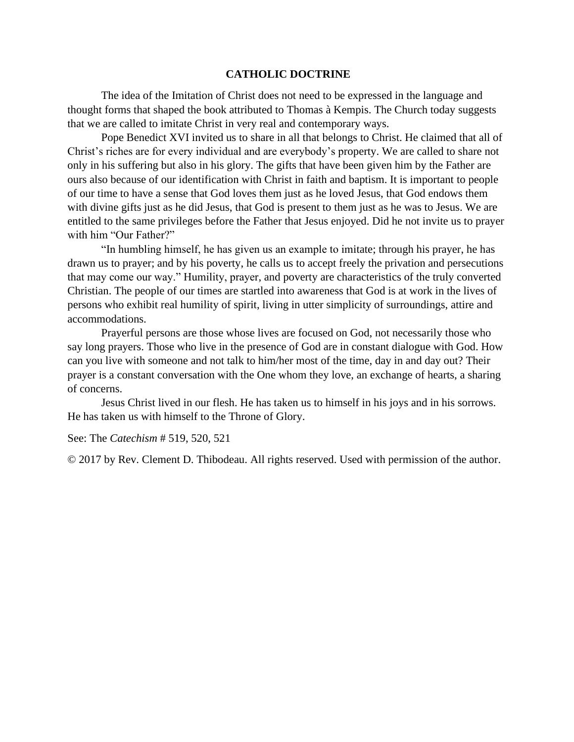**CATHOLIC DOCTRINE**

The idea of the Imitation of Christ does not need to be expressed in the language and thought forms that shaped the book attributed to Thomas à Kempis. The Church today suggests that we are called to imitate Christ in very real and contemporary ways.

Pope Benedict XVI invited us to share in all that belongs to Christ. He claimed that all of Christ's riches are for every individual and are everybody's property. We are called to share not only in his suffering but also in his glory. The gifts that have been given him by the Father are ours also because of our identification with Christ in faith and baptism. It is important to people of our time to have a sense that God loves them just as he loved Jesus, that God endows them with divine gifts just as he did Jesus, that God is present to them just as he was to Jesus. We are entitled to the same privileges before the Father that Jesus enjoyed. Did he not invite us to prayer with him "Our Father?"

"In humbling himself, he has given us an example to imitate; through his prayer, he has drawn us to prayer; and by his poverty, he calls us to accept freely the privation and persecutions that may come our way." Humility, prayer, and poverty are characteristics of the truly converted Christian. The people of our times are startled into awareness that God is at work in the lives of persons who exhibit real humility of spirit, living in utter simplicity of surroundings, attire and accommodations.

Prayerful persons are those whose lives are focused on God, not necessarily those who say long prayers. Those who live in the presence of God are in constant dialogue with God. How can you live with someone and not talk to him/her most of the time, day in and day out? Their prayer is a constant conversation with the One whom they love, an exchange of hearts, a sharing of concerns.

Jesus Christ lived in our flesh. He has taken us to himself in his joys and in his sorrows. He has taken us with himself to the Throne of Glory.

See: The *Catechism* # 519, 520, 521

© 2017 by Rev. Clement D. Thibodeau. All rights reserved. Used with permission of the author.